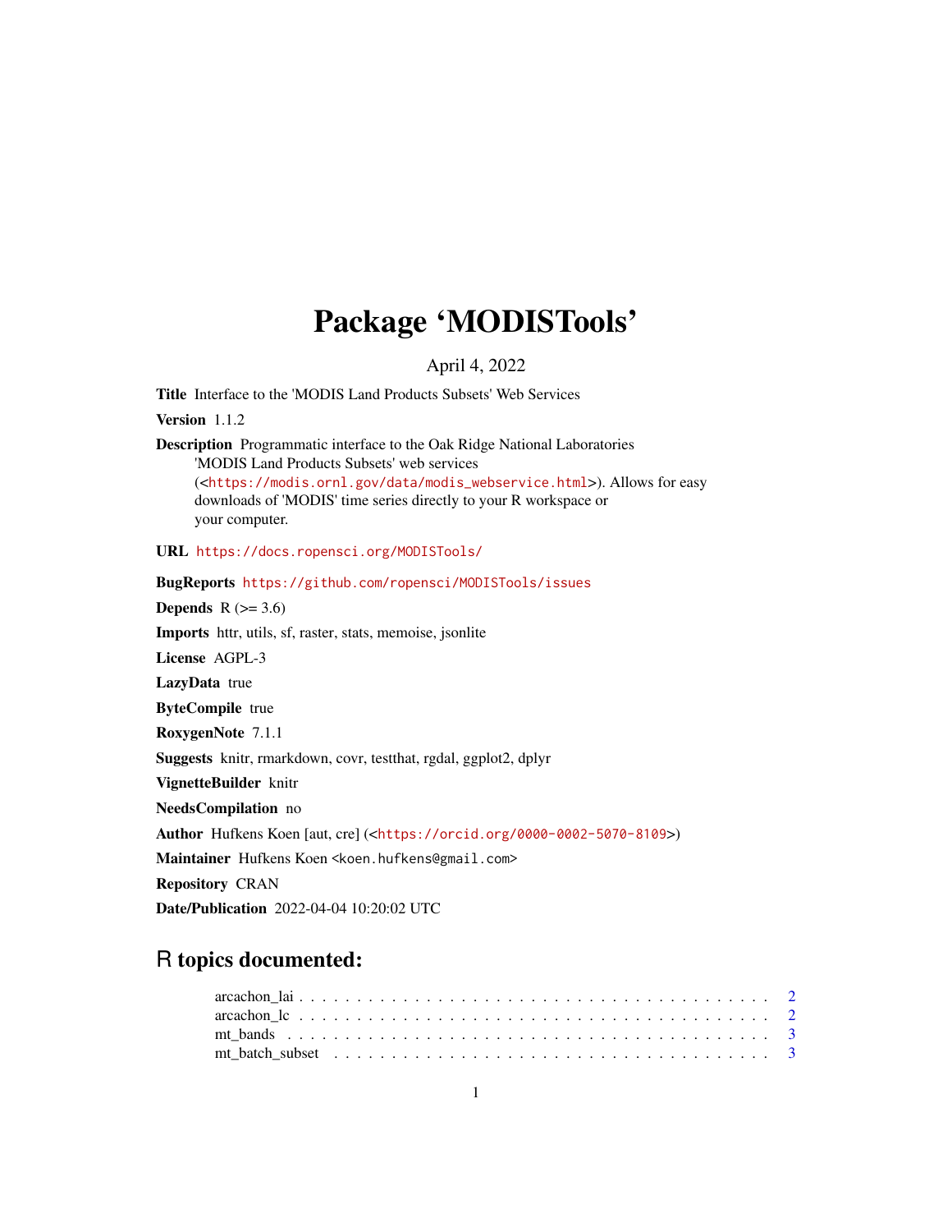# Package ‘MODISTools’

April 4, 2022

**Title** Interface to the 'MODIS Land Products Subsets' Web Services

**Version** 1.1.2

**Description** Programmatic interface to the Oak Ridge National Laboratories 'MODIS Land Products Subsets' web services (<https://modis.ornl.gov/data/modis_webservice.html>). Allows for easy downloads of 'MODIS' time series directly to your R workspace or your computer.

**URL** https://docs.ropensci.org/MODISTools/

**BugReports** https://github.com/ropensci/MODISTools/issues

**Depends** R (>= 3.6)

**Imports** httr, utils, sf, raster, stats, memoise, jsonlite

**License** AGPL-3

**LazyData** true

**ByteCompile** true

**RoxygenNote** 7.1.1

**Suggests** knitr, rmarkdown, covr, testthat, rgdal, ggplot2, dplyr

**VignetteBuilder** knitr

**NeedsCompilation** no

**Author** Hufkens Koen [aut, cre] (<https://orcid.org/0000-0002-5070-8109>)

**Maintainer** Hufkens Koen <koen.hufkens@gmail.com>

**Repository** CRAN

**Date/Publication** 2022-04-04 10:20:02 UTC

## R topics documented:

- arcachon_lai . . . . . . . . . . . . . . . . . . . . . . . . . . . . . . . . . . . . . . . . 2
- arcachon_lc . . . . . . . . . . . . . . . . . . . . . . . . . . . . . . . . . . . . . . . . 2
- mt_bands . . . . . . . . . . . . . . . . . . . . . . . . . . . . . . . . . . . . . . . . 3
- mt_batch_subset . . . . . . . . . . . . . . . . . . . . . . . . . . . . . . . . . . . . . . . . 3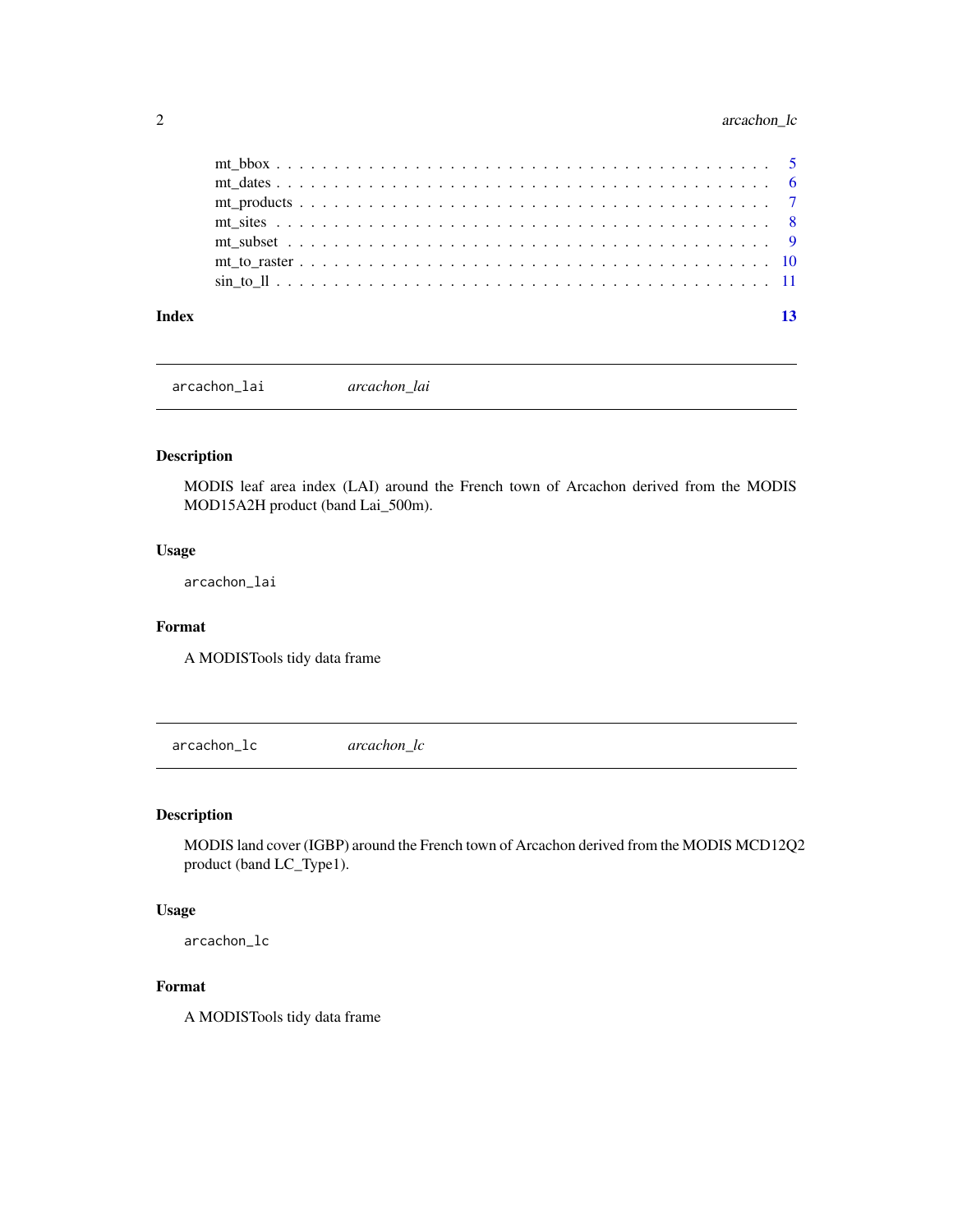mt_bbox . . . . . . . . . . . . . . . . . . . . . . . . . . . . . . . . . . . . . . . 5
mt_dates . . . . . . . . . . . . . . . . . . . . . . . . . . . . . . . . . . . . . . . 6
mt_products . . . . . . . . . . . . . . . . . . . . . . . . . . . . . . . . . . . . . 7
mt_sites . . . . . . . . . . . . . . . . . . . . . . . . . . . . . . . . . . . . . . . 8
mt_subset . . . . . . . . . . . . . . . . . . . . . . . . . . . . . . . . . . . . . . 9
mt_to_raster . . . . . . . . . . . . . . . . . . . . . . . . . . . . . . . . . . . . 10
sin_to_ll . . . . . . . . . . . . . . . . . . . . . . . . . . . . . . . . . . . . . . 11

**Index** 13

---

## `arcachon_lai` *arcachon_lai*

---

### Description

MODIS leaf area index (LAI) around the French town of Arcachon derived from the MODIS MOD15A2H product (band Lai_500m).

### Usage

```
arcachon_lai
```

### Format

A MODISTools tidy data frame

---

## `arcachon_lc` *arcachon_lc*

---

### Description

MODIS land cover (IGBP) around the French town of Arcachon derived from the MODIS MCD12Q2 product (band LC_Type1).

### Usage

```
arcachon_lc
```

### Format

A MODISTools tidy data frame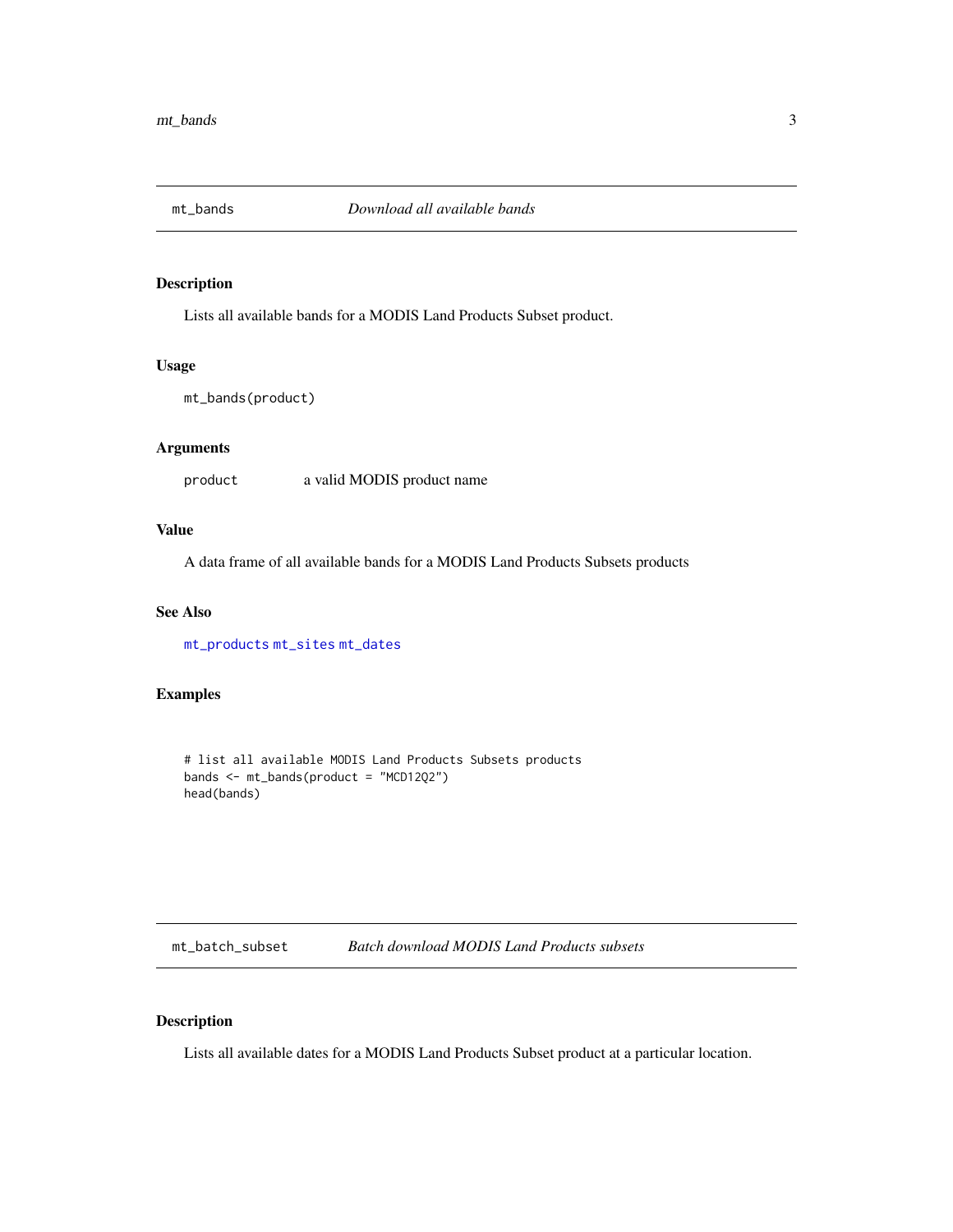## mt_bands — *Download all available bands*

### Description

Lists all available bands for a MODIS Land Products Subset product.

### Usage

```
mt_bands(product)
```

### Arguments

| | |
|---|---|
| `product` | a valid MODIS product name |

### Value

A data frame of all available bands for a MODIS Land Products Subsets products

### See Also

`mt_products` `mt_sites` `mt_dates`

### Examples

```
# list all available MODIS Land Products Subsets products
bands <- mt_bands(product = "MCD12Q2")
head(bands)
```

## mt_batch_subset — *Batch download MODIS Land Products subsets*

### Description

Lists all available dates for a MODIS Land Products Subset product at a particular location.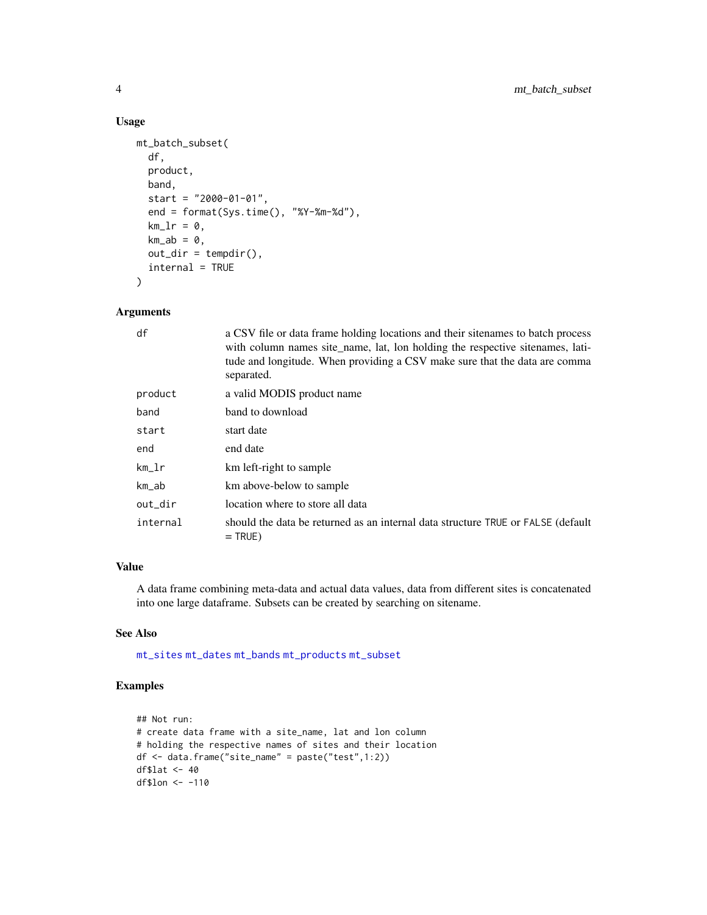### Usage

```
mt_batch_subset(
  df,
  product,
  band,
  start = "2000-01-01",
  end = format(Sys.time(), "%Y-%m-%d"),
  km_lr = 0,
  km_ab = 0,
  out_dir = tempdir(),
  internal = TRUE
)
```

### Arguments

| | |
|---|---|
| `df` | a CSV file or data frame holding locations and their sitenames to batch process with column names site_name, lat, lon holding the respective sitenames, latitude and longitude. When providing a CSV make sure that the data are comma separated. |
| `product` | a valid MODIS product name |
| `band` | band to download |
| `start` | start date |
| `end` | end date |
| `km_lr` | km left-right to sample |
| `km_ab` | km above-below to sample |
| `out_dir` | location where to store all data |
| `internal` | should the data be returned as an internal data structure `TRUE` or `FALSE` (default = `TRUE`) |

### Value

A data frame combining meta-data and actual data values, data from different sites is concatenated into one large dataframe. Subsets can be created by searching on sitename.

### See Also

`mt_sites` `mt_dates` `mt_bands` `mt_products` `mt_subset`

### Examples

```
## Not run:
# create data frame with a site_name, lat and lon column
# holding the respective names of sites and their location
df <- data.frame("site_name" = paste("test",1:2))
df$lat <- 40
df$lon <- -110
```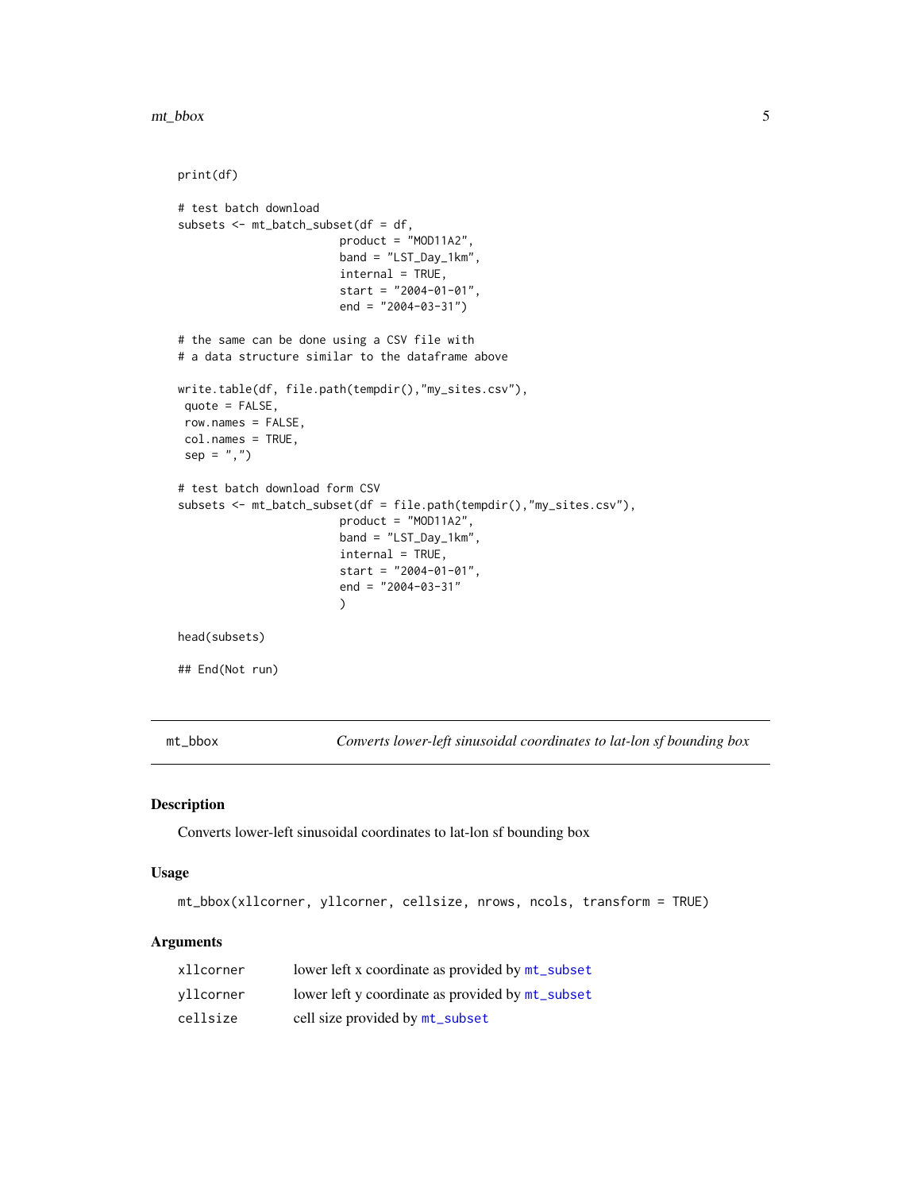```
print(df)

# test batch download
subsets <- mt_batch_subset(df = df,
                        product = "MOD11A2",
                        band = "LST_Day_1km",
                        internal = TRUE,
                        start = "2004-01-01",
                        end = "2004-03-31")

# the same can be done using a CSV file with
# a data structure similar to the dataframe above

write.table(df, file.path(tempdir(),"my_sites.csv"),
 quote = FALSE,
 row.names = FALSE,
 col.names = TRUE,
 sep = ",")

# test batch download form CSV
subsets <- mt_batch_subset(df = file.path(tempdir(),"my_sites.csv"),
                        product = "MOD11A2",
                        band = "LST_Day_1km",
                        internal = TRUE,
                        start = "2004-01-01",
                        end = "2004-03-31"
                        )

head(subsets)

## End(Not run)
```

## mt_bbox — *Converts lower-left sinusoidal coordinates to lat-lon sf bounding box*

### Description

Converts lower-left sinusoidal coordinates to lat-lon sf bounding box

### Usage

```
mt_bbox(xllcorner, yllcorner, cellsize, nrows, ncols, transform = TRUE)
```

### Arguments

| | |
|---|---|
| xllcorner | lower left x coordinate as provided by mt_subset |
| yllcorner | lower left y coordinate as provided by mt_subset |
| cellsize | cell size provided by mt_subset |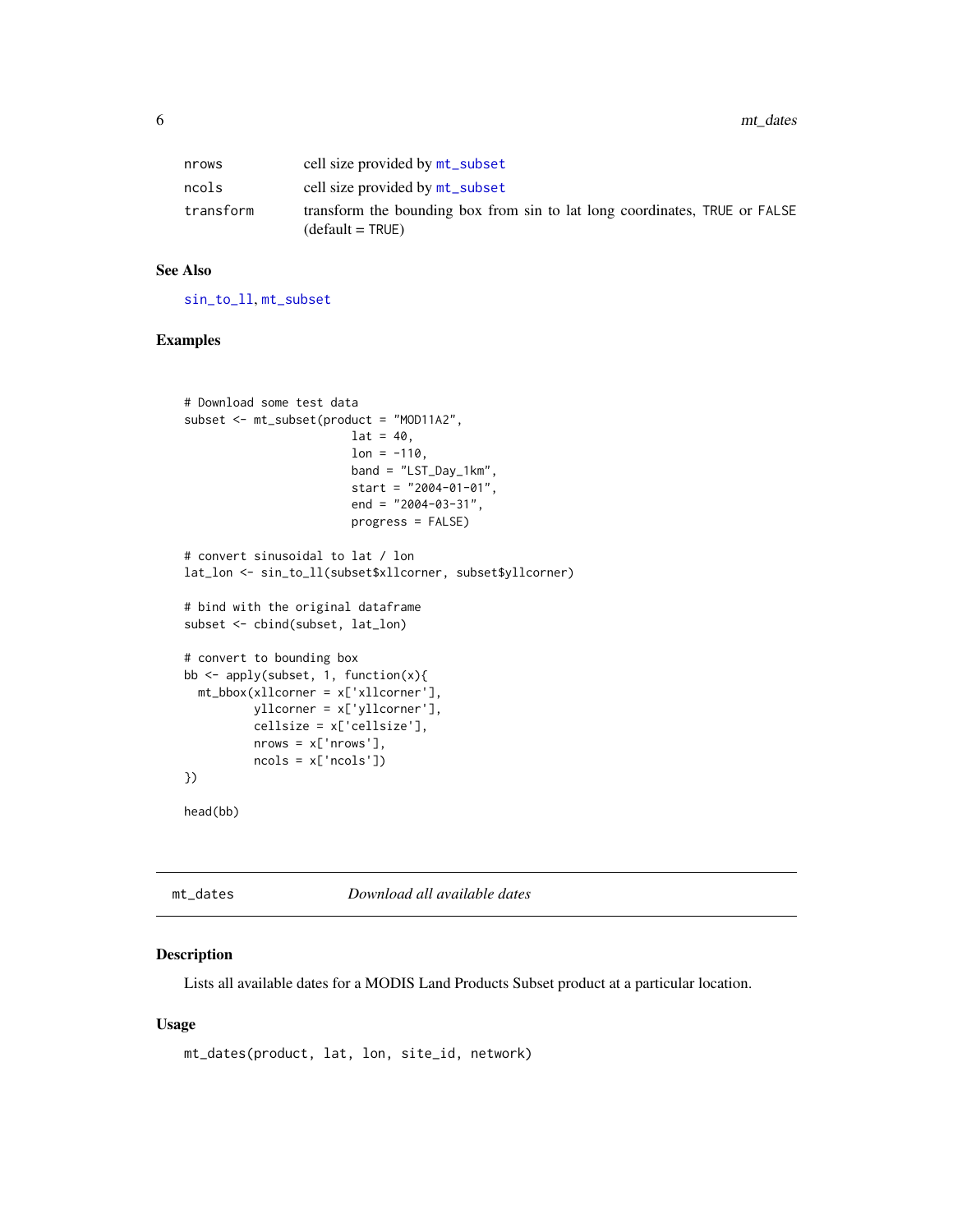| | |
|---|---|
| nrows | cell size provided by mt_subset |
| ncols | cell size provided by mt_subset |
| transform | transform the bounding box from sin to lat long coordinates, TRUE or FALSE (default = TRUE) |

### See Also

sin_to_ll, mt_subset

### Examples

```
# Download some test data
subset <- mt_subset(product = "MOD11A2",
                        lat = 40,
                        lon = -110,
                        band = "LST_Day_1km",
                        start = "2004-01-01",
                        end = "2004-03-31",
                        progress = FALSE)

# convert sinusoidal to lat / lon
lat_lon <- sin_to_ll(subset$xllcorner, subset$yllcorner)

# bind with the original dataframe
subset <- cbind(subset, lat_lon)

# convert to bounding box
bb <- apply(subset, 1, function(x){
  mt_bbox(xllcorner = x['xllcorner'],
          yllcorner = x['yllcorner'],
          cellsize = x['cellsize'],
          nrows = x['nrows'],
          ncols = x['ncols'])
})

head(bb)
```

---

## mt_dates — *Download all available dates*

### Description

Lists all available dates for a MODIS Land Products Subset product at a particular location.

### Usage

```
mt_dates(product, lat, lon, site_id, network)
```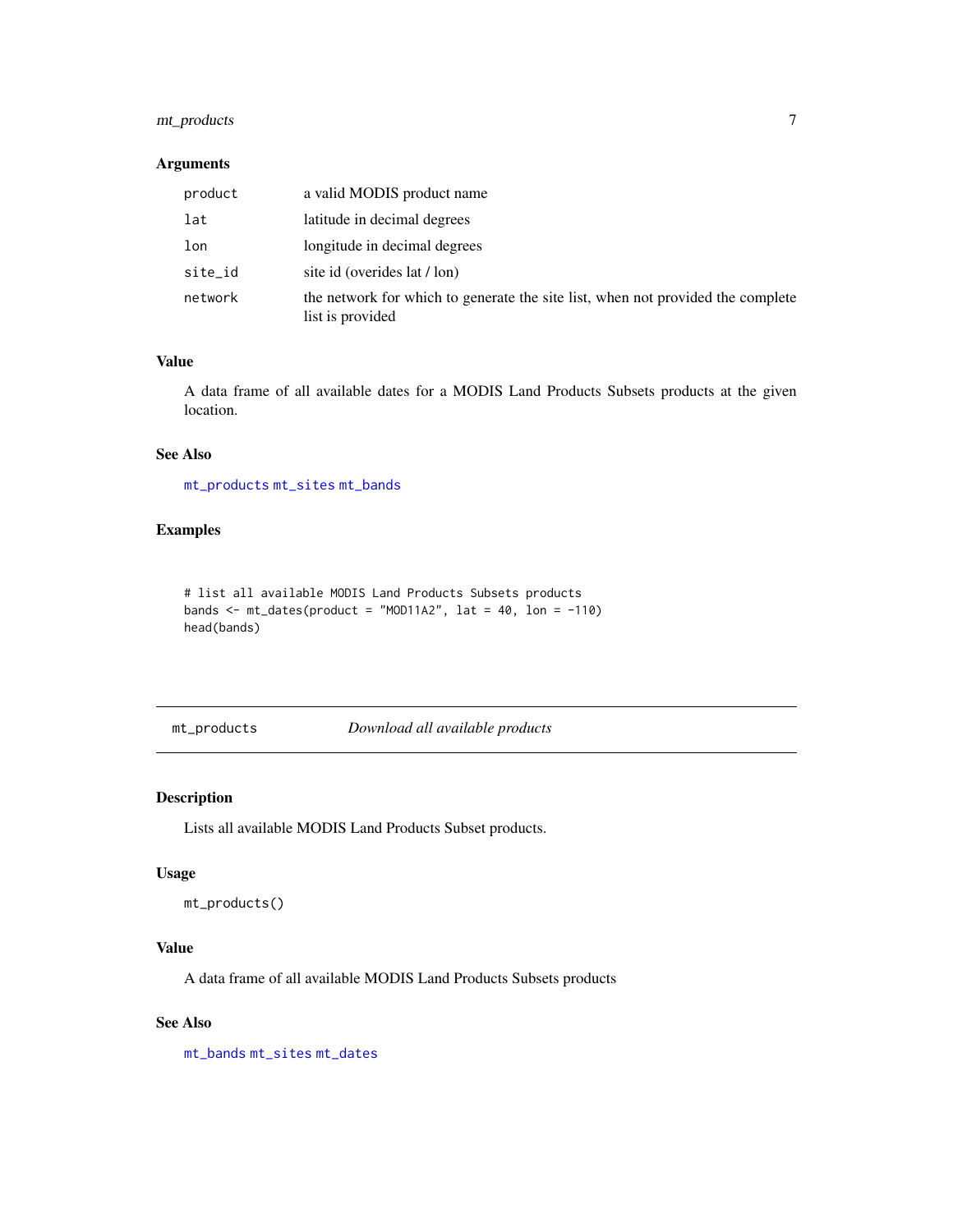### Arguments

| | |
|---|---|
| `product` | a valid MODIS product name |
| `lat` | latitude in decimal degrees |
| `lon` | longitude in decimal degrees |
| `site_id` | site id (overides lat / lon) |
| `network` | the network for which to generate the site list, when not provided the complete list is provided |

### Value

A data frame of all available dates for a MODIS Land Products Subsets products at the given location.

### See Also

`mt_products` `mt_sites` `mt_bands`

### Examples

```
# list all available MODIS Land Products Subsets products
bands <- mt_dates(product = "MOD11A2", lat = 40, lon = -110)
head(bands)
```

---

## `mt_products` *Download all available products*

### Description

Lists all available MODIS Land Products Subset products.

### Usage

```
mt_products()
```

### Value

A data frame of all available MODIS Land Products Subsets products

### See Also

`mt_bands` `mt_sites` `mt_dates`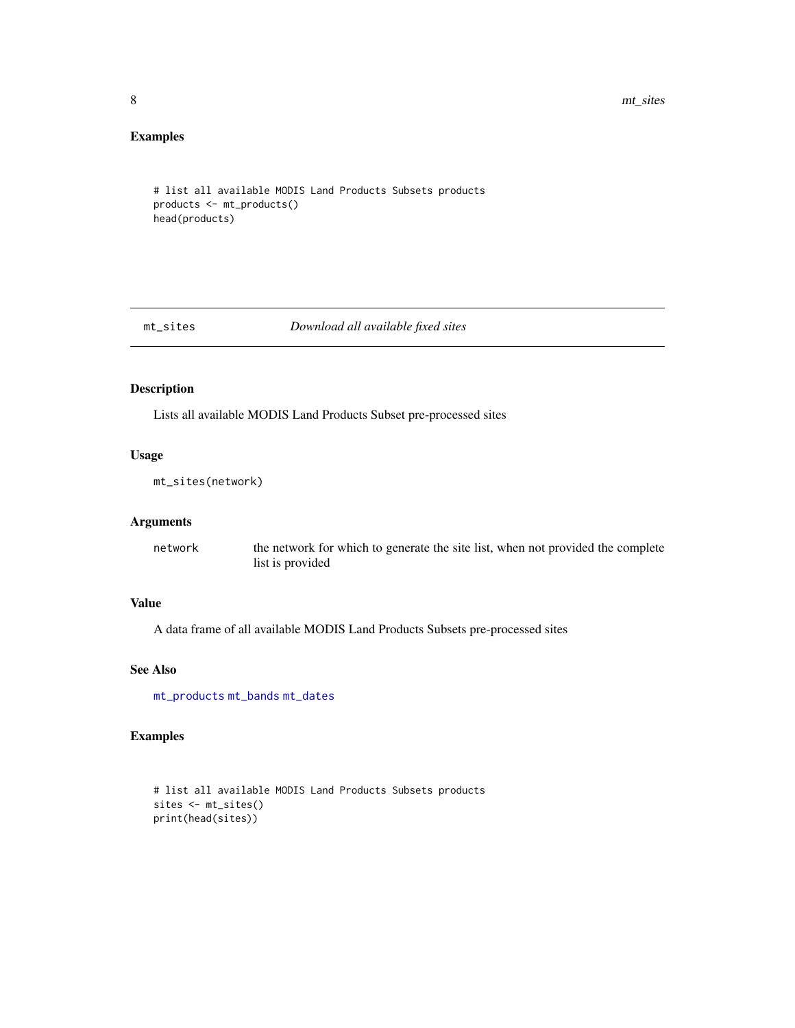### Examples

```
# list all available MODIS Land Products Subsets products
products <- mt_products()
head(products)
```

---

## mt_sites — *Download all available fixed sites*

---

### Description

Lists all available MODIS Land Products Subset pre-processed sites

### Usage

```
mt_sites(network)
```

### Arguments

| | |
|---|---|
| network | the network for which to generate the site list, when not provided the complete list is provided |

### Value

A data frame of all available MODIS Land Products Subsets pre-processed sites

### See Also

mt_products mt_bands mt_dates

### Examples

```
# list all available MODIS Land Products Subsets products
sites <- mt_sites()
print(head(sites))
```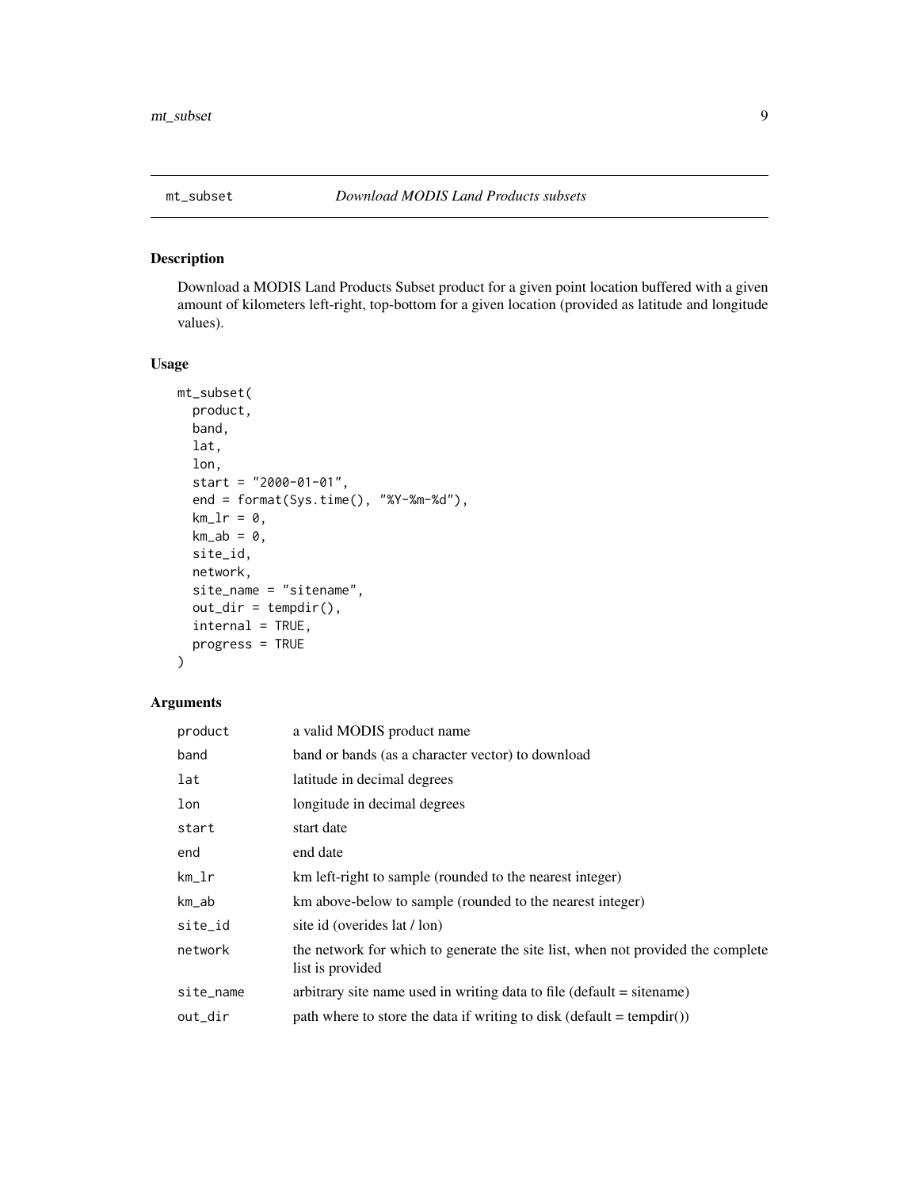## mt_subset

*Download MODIS Land Products subsets*

### Description

Download a MODIS Land Products Subset product for a given point location buffered with a given amount of kilometers left-right, top-bottom for a given location (provided as latitude and longitude values).

### Usage

```
mt_subset(
  product,
  band,
  lat,
  lon,
  start = "2000-01-01",
  end = format(Sys.time(), "%Y-%m-%d"),
  km_lr = 0,
  km_ab = 0,
  site_id,
  network,
  site_name = "sitename",
  out_dir = tempdir(),
  internal = TRUE,
  progress = TRUE
)
```

### Arguments

| | |
|---|---|
| product | a valid MODIS product name |
| band | band or bands (as a character vector) to download |
| lat | latitude in decimal degrees |
| lon | longitude in decimal degrees |
| start | start date |
| end | end date |
| km_lr | km left-right to sample (rounded to the nearest integer) |
| km_ab | km above-below to sample (rounded to the nearest integer) |
| site_id | site id (overides lat / lon) |
| network | the network for which to generate the site list, when not provided the complete list is provided |
| site_name | arbitrary site name used in writing data to file (default = sitename) |
| out_dir | path where to store the data if writing to disk (default = tempdir()) |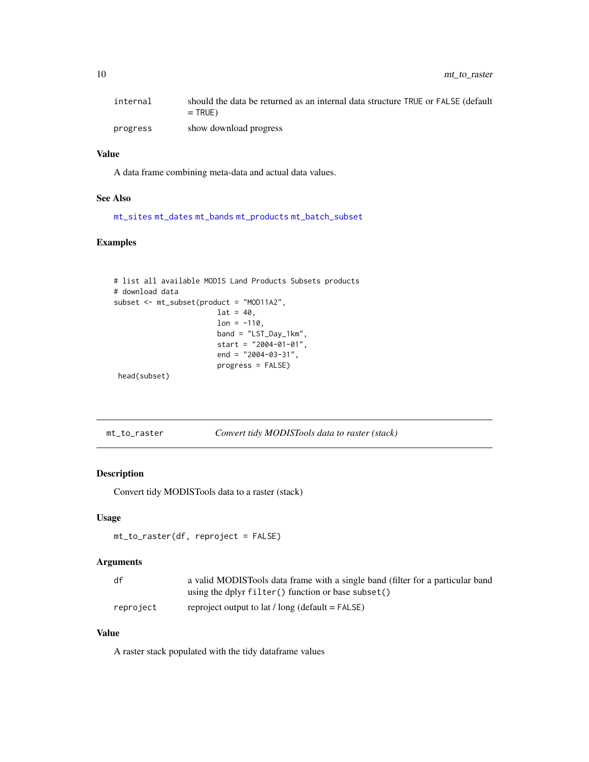| | |
|---|---|
| internal | should the data be returned as an internal data structure TRUE or FALSE (default = TRUE) |
| progress | show download progress |

### Value

A data frame combining meta-data and actual data values.

### See Also

mt_sites mt_dates mt_bands mt_products mt_batch_subset

### Examples

```
# list all available MODIS Land Products Subsets products
# download data
subset <- mt_subset(product = "MOD11A2",
                        lat = 40,
                        lon = -110,
                        band = "LST_Day_1km",
                        start = "2004-01-01",
                        end = "2004-03-31",
                        progress = FALSE)
 head(subset)
```

---

## mt_to_raster *Convert tidy MODISTools data to raster (stack)*

---

### Description

Convert tidy MODISTools data to a raster (stack)

### Usage

```
mt_to_raster(df, reproject = FALSE)
```

### Arguments

| | |
|---|---|
| df | a valid MODISTools data frame with a single band (filter for a particular band using the dplyr filter() function or base subset() |
| reproject | reproject output to lat / long (default = FALSE) |

### Value

A raster stack populated with the tidy dataframe values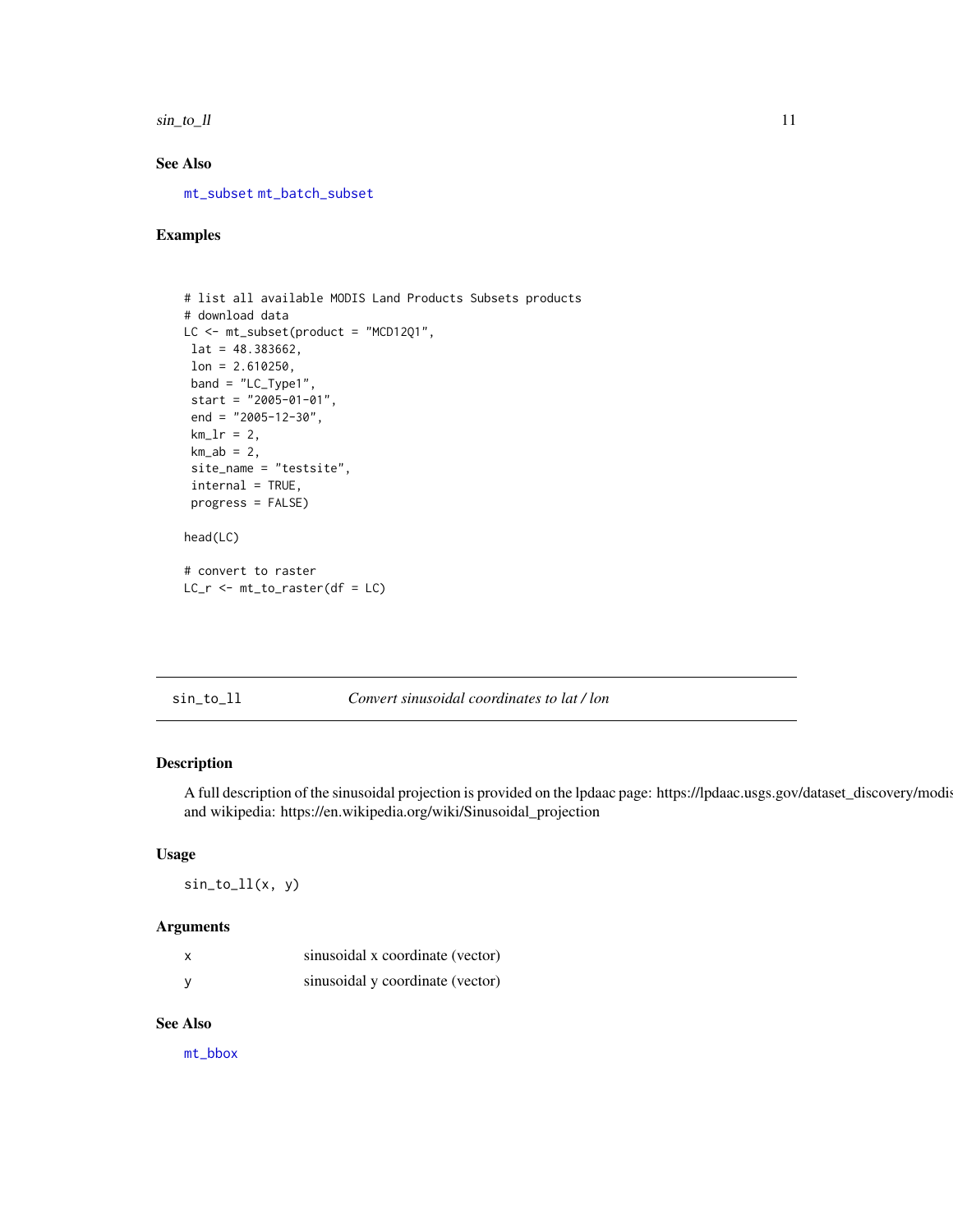### See Also

`mt_subset` `mt_batch_subset`

### Examples

```
# list all available MODIS Land Products Subsets products
# download data
LC <- mt_subset(product = "MCD12Q1",
 lat = 48.383662,
 lon = 2.610250,
 band = "LC_Type1",
 start = "2005-01-01",
 end = "2005-12-30",
 km_lr = 2,
 km_ab = 2,
 site_name = "testsite",
 internal = TRUE,
 progress = FALSE)

head(LC)

# convert to raster
LC_r <- mt_to_raster(df = LC)
```

---

## sin_to_ll — *Convert sinusoidal coordinates to lat / lon*

### Description

A full description of the sinusoidal projection is provided on the lpdaac page: https://lpdaac.usgs.gov/dataset_discovery/modis and wikipedia: https://en.wikipedia.org/wiki/Sinusoidal_projection

### Usage

```
sin_to_ll(x, y)
```

### Arguments

| | |
|---|---|
| x | sinusoidal x coordinate (vector) |
| y | sinusoidal y coordinate (vector) |

### See Also

`mt_bbox`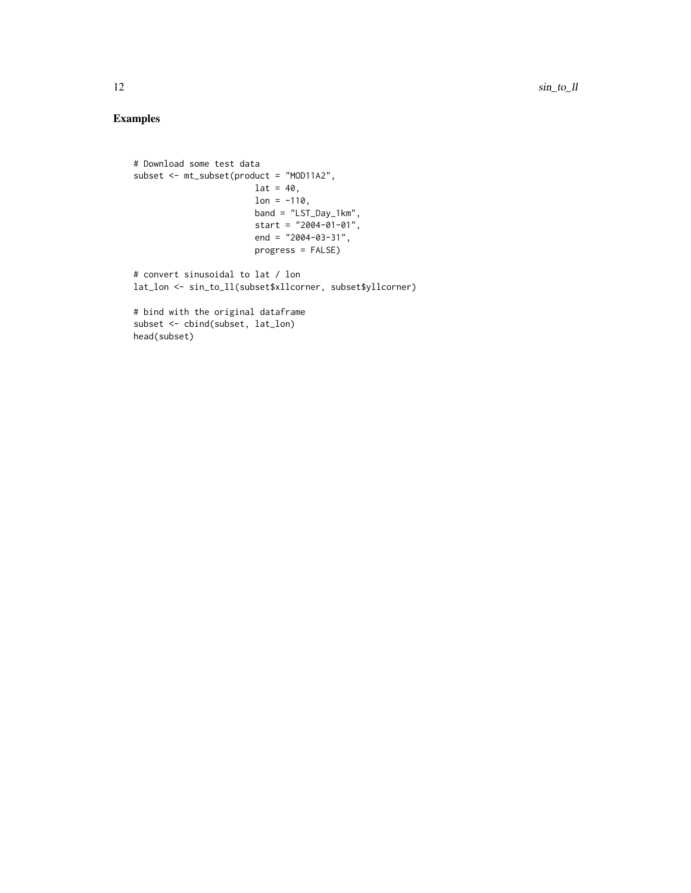## Examples

```
# Download some test data
subset <- mt_subset(product = "MOD11A2",
                        lat = 40,
                        lon = -110,
                        band = "LST_Day_1km",
                        start = "2004-01-01",
                        end = "2004-03-31",
                        progress = FALSE)

# convert sinusoidal to lat / lon
lat_lon <- sin_to_ll(subset$xllcorner, subset$yllcorner)

# bind with the original dataframe
subset <- cbind(subset, lat_lon)
head(subset)
```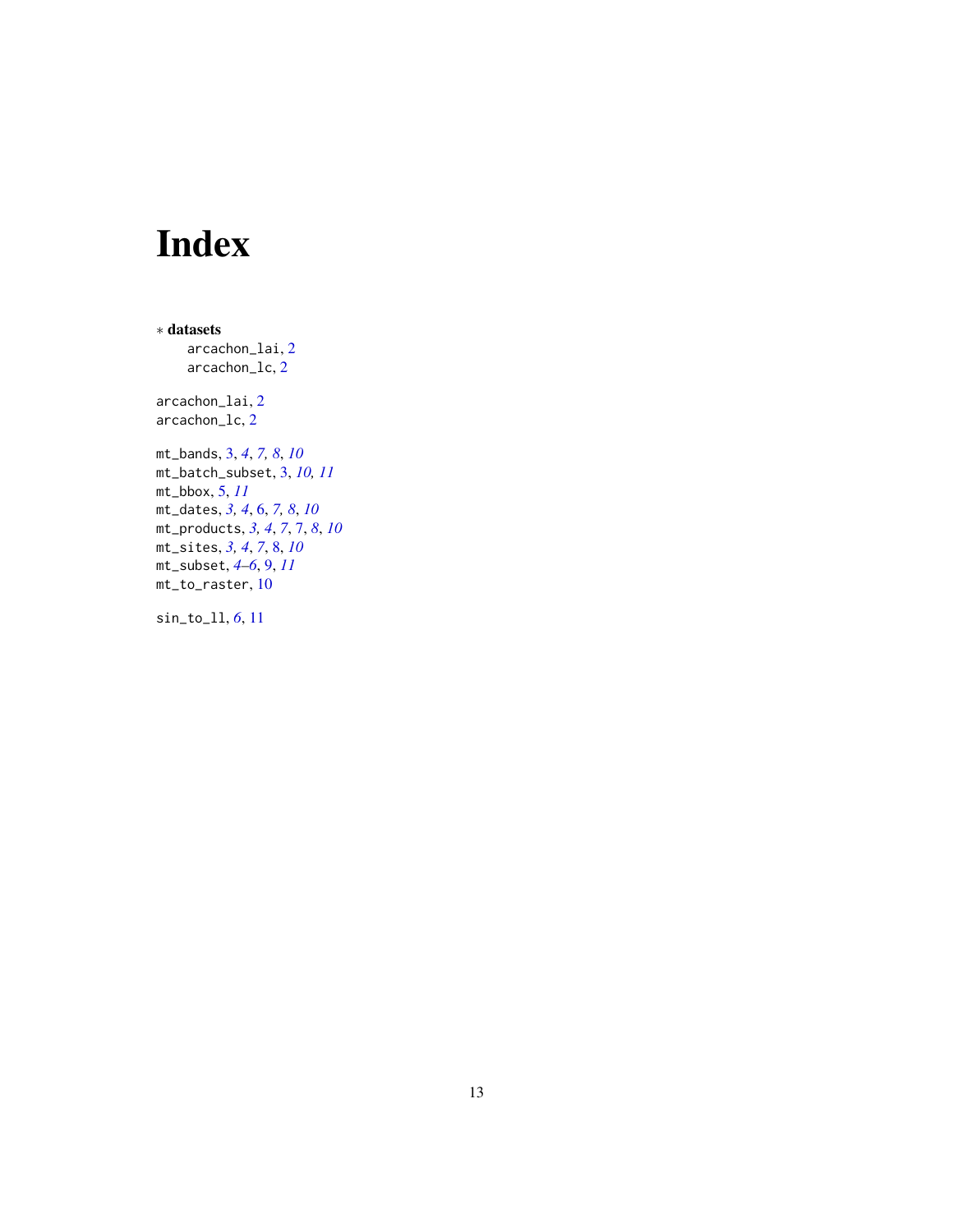# Index

∗ **datasets**
    arcachon_lai, 2
    arcachon_lc, 2

arcachon_lai, 2
arcachon_lc, 2

mt_bands, 3, *4*, *7, 8*, *10*
mt_batch_subset, 3, *10, 11*
mt_bbox, 5, *11*
mt_dates, *3, 4*, 6, *7, 8*, *10*
mt_products, *3, 4*, *7*, 7, *8*, *10*
mt_sites, *3, 4*, *7*, 8, *10*
mt_subset, *4–6*, 9, *11*
mt_to_raster, 10

sin_to_ll, *6*, 11